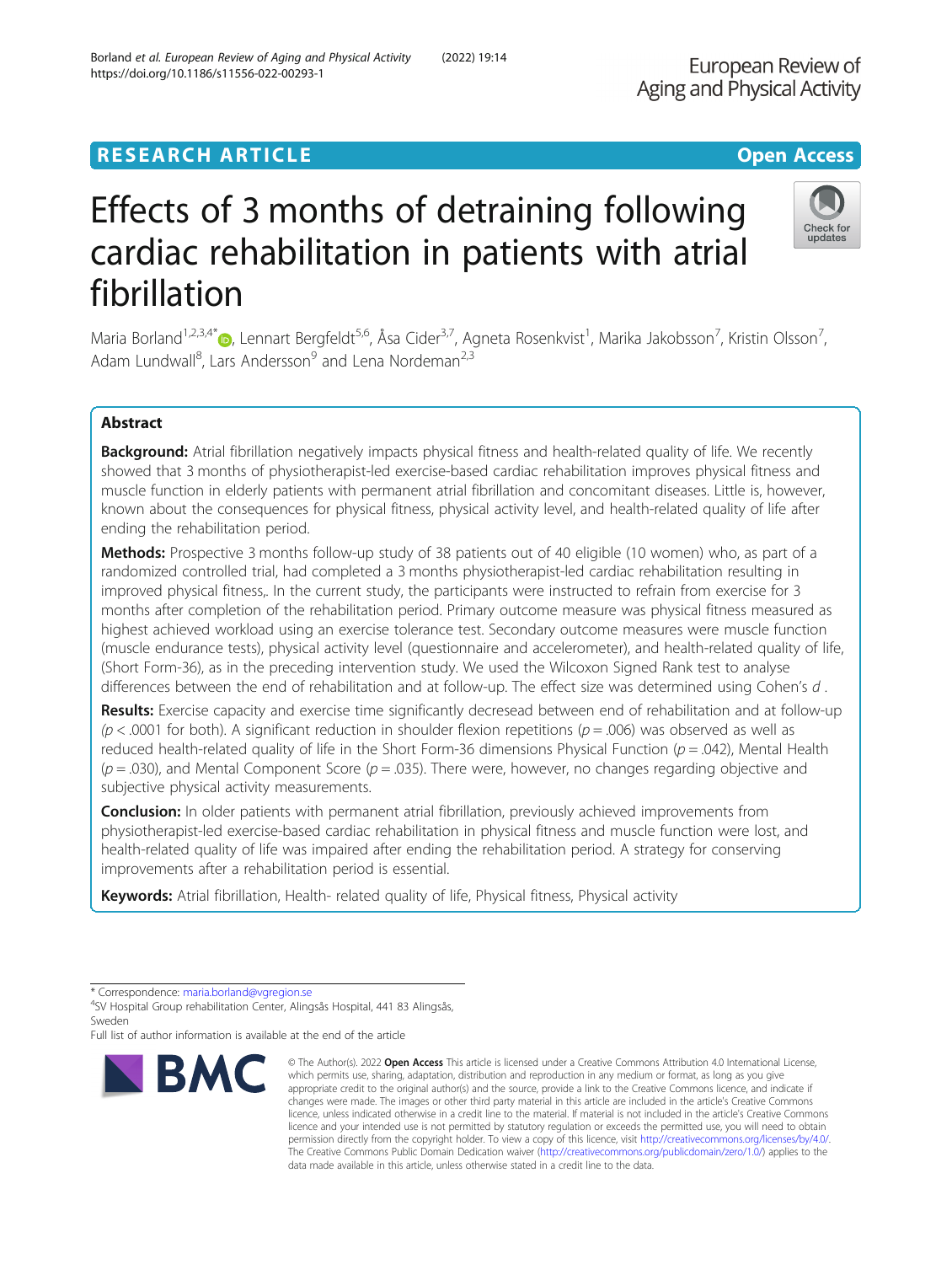RESEARCH ARTICLE

Open Access

# Effects of 3 months of detraining following cardiac rehabilitation in patients with atrial fibrillation

Maria Borland[1,2,3,4*], Lennart Bergfeldt[5,6], Åsa Cider[3,7], Agneta Rosenkvist[1], Marika Jakobsson[7], Kristin Olsson[7], Adam Lundwall[8], Lars Andersson[9] and Lena Nordeman[2,3]

## Abstract

**Background:** Atrial fibrillation negatively impacts physical fitness and health-related quality of life. We recently showed that 3 months of physiotherapist-led exercise-based cardiac rehabilitation improves physical fitness and muscle function in elderly patients with permanent atrial fibrillation and concomitant diseases. Little is, however, known about the consequences for physical fitness, physical activity level, and health-related quality of life after ending the rehabilitation period.

**Methods:** Prospective 3 months follow-up study of 38 patients out of 40 eligible (10 women) who, as part of a randomized controlled trial, had completed a 3 months physiotherapist-led exercise-based cardiac rehabilitation resulting in improved physical fitness,. In the current study, the participants were instructed to refrain from exercise for 3 months after completion of the rehabilitation period. Primary outcome measure was physical fitness measured as highest achieved workload using an exercise tolerance test. Secondary outcome measures were muscle function (muscle endurance tests), physical activity level (questionnaire and accelerometer), and health-related quality of life, (Short Form-36), as in the preceding intervention study. We used the Wilcoxon Signed Rank test to analyse differences between the end of rehabilitation and at follow-up. The effect size was determined using Cohen's *d* .

**Results:** Exercise capacity and exercise time significantly decresead between end of rehabilitation and at follow-up ($p < .0001$ for both). A significant reduction in shoulder flexion repetitions ($p = .006$) was observed as well as reduced health-related quality of life in the Short Form-36 dimensions Physical Function ($p = .042$), Mental Health ($p = .030$), and Mental Component Score ($p = .035$). There were, however, no changes regarding objective and subjective physical activity measurements.

**Conclusion:** In older patients with permanent atrial fibrillation, previously achieved improvements from physiotherapist-led exercise-based cardiac rehabilitation in physical fitness and muscle function were lost, and health-related quality of life was impaired after ending the rehabilitation period. A strategy for conserving improvements after a rehabilitation period is essential.

**Keywords:** Atrial fibrillation, Health- related quality of life, Physical fitness, Physical activity

\* Correspondence: maria.borland@vgregion.se
[4]SV Hospital Group rehabilitation Center, Alingsås Hospital, 441 83 Alingsås, Sweden
Full list of author information is available at the end of the article

© The Author(s). 2022 **Open Access** This article is licensed under a Creative Commons Attribution 4.0 International License, which permits use, sharing, adaptation, distribution and reproduction in any medium or format, as long as you give appropriate credit to the original author(s) and the source, provide a link to the Creative Commons licence, and indicate if changes were made. The images or other third party material in this article are included in the article's Creative Commons licence, unless indicated otherwise in a credit line to the material. If material is not included in the article's Creative Commons licence and your intended use is not permitted by statutory regulation or exceeds the permitted use, you will need to obtain permission directly from the copyright holder. To view a copy of this licence, visit http://creativecommons.org/licenses/by/4.0/. The Creative Commons Public Domain Dedication waiver (http://creativecommons.org/publicdomain/zero/1.0/) applies to the data made available in this article, unless otherwise stated in a credit line to the data.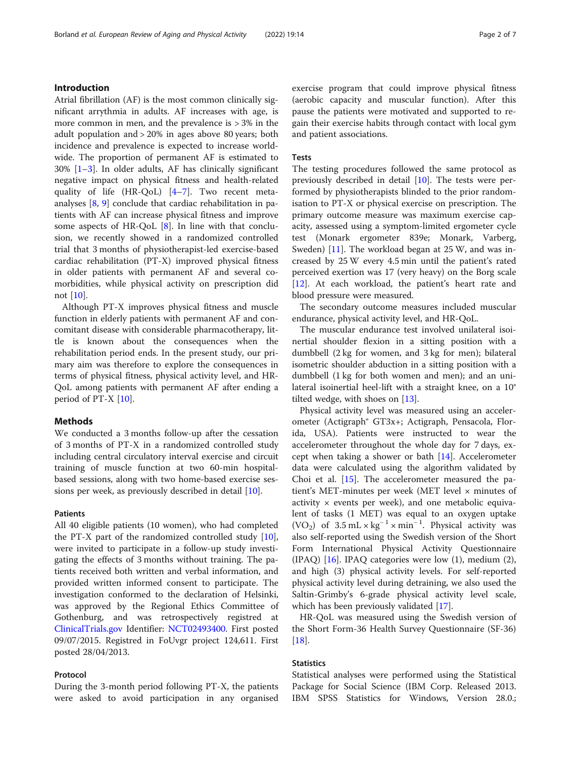## Introduction

Atrial fibrillation (AF) is the most common clinically significant arrythmia in adults. AF increases with age, is more common in men, and the prevalence is > 3% in the adult population and > 20% in ages above 80 years; both incidence and prevalence is expected to increase worldwide. The proportion of permanent AF is estimated to 30% [1–3]. In older adults, AF has clinically significant negative impact on physical fitness and health-related quality of life (HR-QoL) [4–7]. Two recent meta-analyses [8, 9] conclude that cardiac rehabilitation in patients with AF can increase physical fitness and improve some aspects of HR-QoL [8]. In line with that conclusion, we recently showed in a randomized controlled trial that 3 months of physiotherapist-led exercise-based cardiac rehabilitation (PT-X) improved physical fitness in older patients with permanent AF and several comorbidities, while physical activity on prescription did not [10].

Although PT-X improves physical fitness and muscle function in elderly patients with permanent AF and concomitant disease with considerable pharmacotherapy, little is known about the consequences when the rehabilitation period ends. In the present study, our primary aim was therefore to explore the consequences in terms of physical fitness, physical activity level, and HR-QoL among patients with permanent AF after ending a period of PT-X [10].

## Methods

We conducted a 3 months follow-up after the cessation of 3 months of PT-X in a randomized controlled study including central circulatory interval exercise and circuit training of muscle function at two 60-min hospital-based sessions, along with two home-based exercise sessions per week, as previously described in detail [10].

### Patients

All 40 eligible patients (10 women), who had completed the PT-X part of the randomized controlled study [10], were invited to participate in a follow-up study investigating the effects of 3 months without training. The patients received both written and verbal information, and provided written informed consent to participate. The investigation conformed to the declaration of Helsinki, was approved by the Regional Ethics Committee of Gothenburg, and was retrospectively registred at ClinicalTrials.gov Identifier: NCT02493400. First posted 09/07/2015. Registred in FoUvgr project 124,611. First posted 28/04/2013.

### Protocol

During the 3-month period following PT-X, the patients were asked to avoid participation in any organised exercise program that could improve physical fitness (aerobic capacity and muscular function). After this pause the patients were motivated and supported to regain their exercise habits through contact with local gym and patient associations.

### Tests

The testing procedures followed the same protocol as previously described in detail [10]. The tests were performed by physiotherapists blinded to the prior randomisation to PT-X or physical exercise on prescription. The primary outcome measure was maximum exercise capacity, assessed using a symptom-limited ergometer cycle test (Monark ergometer 839e; Monark, Varberg, Sweden) [11]. The workload began at 25 W, and was increased by 25 W every 4.5 min until the patient's rated perceived exertion was 17 (very heavy) on the Borg scale [12]. At each workload, the patient's heart rate and blood pressure were measured.

The secondary outcome measures included muscular endurance, physical activity level, and HR-QoL.

The muscular endurance test involved unilateral isoinertial shoulder flexion in a sitting position with a dumbbell (2 kg for women, and 3 kg for men); bilateral isometric shoulder abduction in a sitting position with a dumbbell (1 kg for both women and men); and an unilateral isoinertial heel-lift with a straight knee, on a 10° tilted wedge, with shoes on [13].

Physical activity level was measured using an accelerometer (Actigraph® GT3x+; Actigraph, Pensacola, Florida, USA). Patients were instructed to wear the accelerometer throughout the whole day for 7 days, except when taking a shower or bath [14]. Accelerometer data were calculated using the algorithm validated by Choi et al. [15]. The accelerometer measured the patient's MET-minutes per week (MET level × minutes of activity × events per week), and one metabolic equivalent of tasks (1 MET) was equal to an oxygen uptake ($VO_2$) of $3.5\,\text{mL} \times \text{kg}^{-1} \times \text{min}^{-1}$. Physical activity was also self-reported using the Swedish version of the Short Form International Physical Activity Questionnaire (IPAQ) [16]. IPAQ categories were low (1), medium (2), and high (3) physical activity levels. For self-reported physical activity level during detraining, we also used the Saltin-Grimby's 6-grade physical activity level scale, which has been previously validated [17].

HR-QoL was measured using the Swedish version of the Short Form-36 Health Survey Questionnaire (SF-36) [18].

### Statistics

Statistical analyses were performed using the Statistical Package for Social Science (IBM Corp. Released 2013. IBM SPSS Statistics for Windows, Version 28.0.;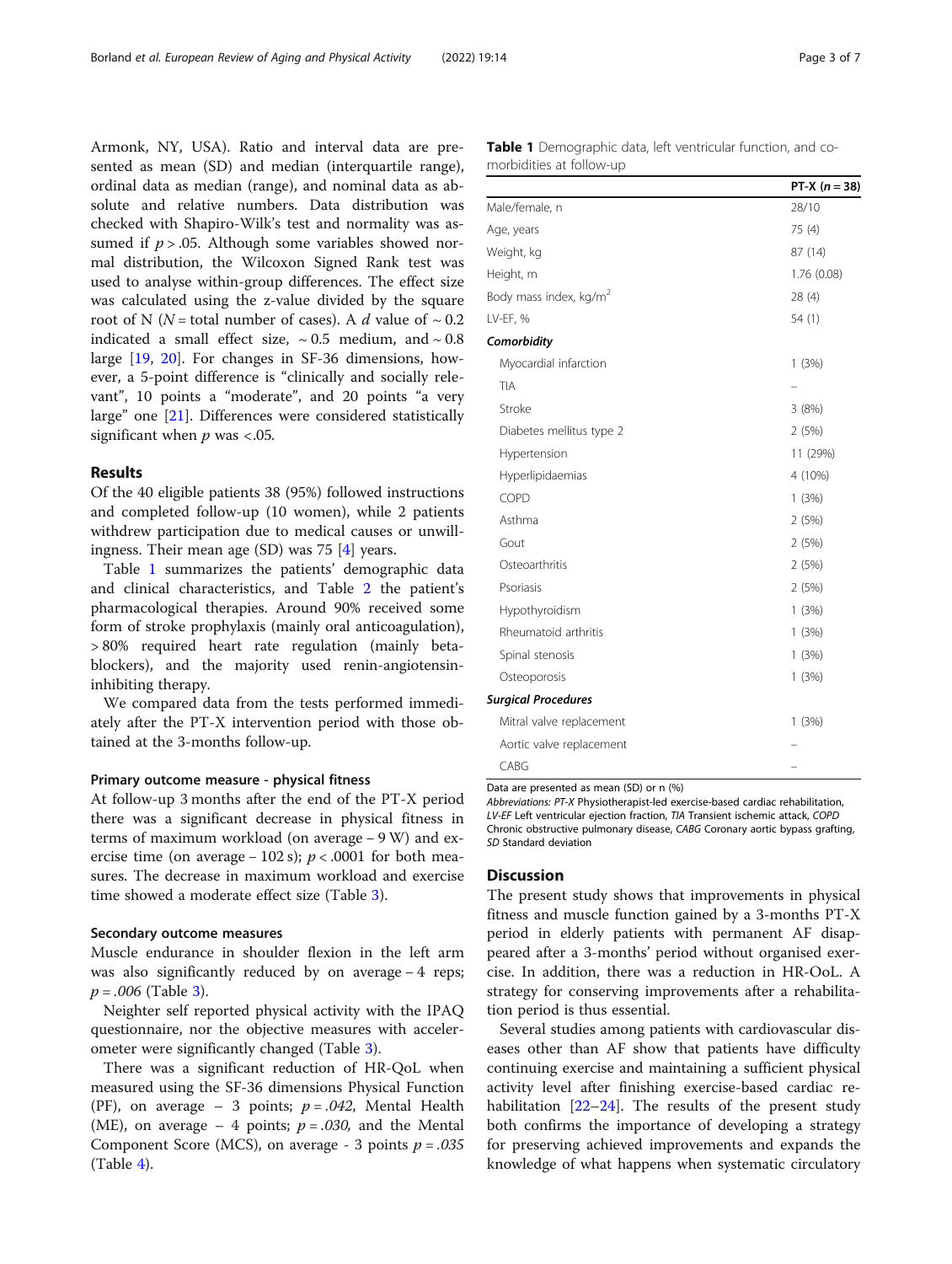Armonk, NY, USA). Ratio and interval data are presented as mean (SD) and median (interquartile range), ordinal data as median (range), and nominal data as absolute and relative numbers. Data distribution was checked with Shapiro-Wilk's test and normality was assumed if $p > .05$. Although some variables showed normal distribution, the Wilcoxon Signed Rank test was used to analyse within-group differences. The effect size was calculated using the z-value divided by the square root of N ($N$ = total number of cases). A $d$ value of ~ 0.2 indicated a small effect size, ~ 0.5 medium, and ~ 0.8 large [19, 20]. For changes in SF-36 dimensions, however, a 5-point difference is "clinically and socially relevant", 10 points a "moderate", and 20 points "a very large" one [21]. Differences were considered statistically significant when $p$ was <.05.

## Results

Of the 40 eligible patients 38 (95%) followed instructions and completed follow-up (10 women), while 2 patients withdrew participation due to medical causes or unwillingness. Their mean age (SD) was 75 [4] years.

Table 1 summarizes the patients' demographic data and clinical characteristics, and Table 2 the patient's pharmacological therapies. Around 90% received some form of stroke prophylaxis (mainly oral anticoagulation), > 80% required heart rate regulation (mainly beta-blockers), and the majority used renin-angiotensin-inhibiting therapy.

We compared data from the tests performed immediately after the PT-X intervention period with those obtained at the 3-months follow-up.

### Primary outcome measure - physical fitness

At follow-up 3 months after the end of the PT-X period there was a significant decrease in physical fitness in terms of maximum workload (on average − 9 W) and exercise time (on average − 102 s); $p < .0001$ for both measures. The decrease in maximum workload and exercise time showed a moderate effect size (Table 3).

### Secondary outcome measures

Muscle endurance in shoulder flexion in the left arm was also significantly reduced by on average − 4 reps; $p = .006$ (Table 3).

Neighter self reported physical activity with the IPAQ questionnaire, nor the objective measures with accelerometer were significantly changed (Table 3).

There was a significant reduction of HR-QoL when measured using the SF-36 dimensions Physical Function (PF), on average − 3 points; $p = .042$, Mental Health (ME), on average − 4 points; $p = .030$, and the Mental Component Score (MCS), on average - 3 points $p = .035$ (Table 4).

**Table 1** Demographic data, left ventricular function, and co-morbidities at follow-up

| | PT-X ($n$ = 38) |
|---|---|
| Male/female, n | 28/10 |
| Age, years | 75 (4) |
| Weight, kg | 87 (14) |
| Height, m | 1.76 (0.08) |
| Body mass index, kg/m$^2$ | 28 (4) |
| LV-EF, % | 54 (1) |
| ***Comorbidity*** | |
| Myocardial infarction | 1 (3%) |
| TIA | – |
| Stroke | 3 (8%) |
| Diabetes mellitus type 2 | 2 (5%) |
| Hypertension | 11 (29%) |
| Hyperlipidaemias | 4 (10%) |
| COPD | 1 (3%) |
| Asthma | 2 (5%) |
| Gout | 2 (5%) |
| Osteoarthritis | 2 (5%) |
| Psoriasis | 2 (5%) |
| Hypothyroidism | 1 (3%) |
| Rheumatoid arthritis | 1 (3%) |
| Spinal stenosis | 1 (3%) |
| Osteoporosis | 1 (3%) |
| ***Surgical Procedures*** | |
| Mitral valve replacement | 1 (3%) |
| Aortic valve replacement | – |
| CABG | – |

Data are presented as mean (SD) or n (%)

*Abbreviations: PT-X* Physiotherapist-led exercise-based cardiac rehabilitation, *LV-EF* Left ventricular ejection fraction, *TIA* Transient ischemic attack, *COPD* Chronic obstructive pulmonary disease, *CABG* Coronary aortic bypass grafting, *SD* Standard deviation

## Discussion

The present study shows that improvements in physical fitness and muscle function gained by a 3-months PT-X period in elderly patients with permanent AF disappeared after a 3-months' period without organised exercise. In addition, there was a reduction in HR-QoL. A strategy for conserving improvements after a rehabilitation period is thus essential.

Several studies among patients with cardiovascular diseases other than AF show that patients have difficulty continuing exercise and maintaining a sufficient physical activity level after finishing exercise-based cardiac rehabilitation [22–24]. The results of the present study both confirms the importance of developing a strategy for preserving achieved improvements and expands the knowledge of what happens when systematic circulatory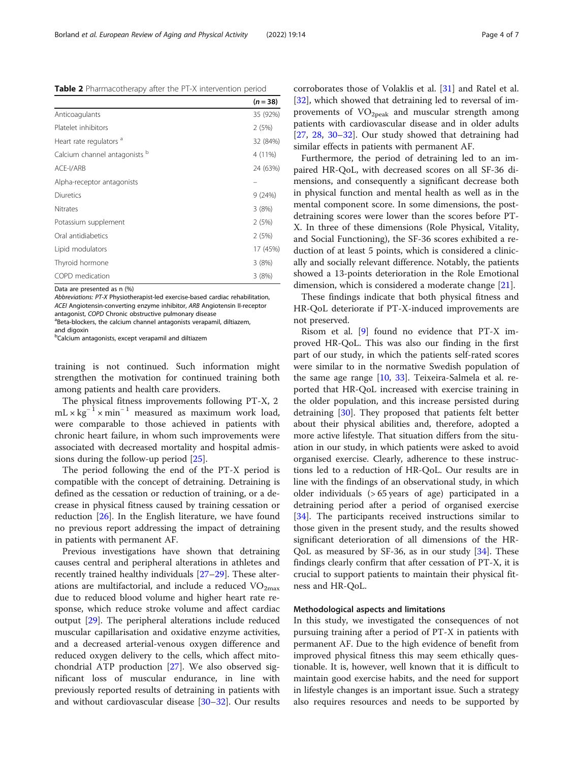**Table 2** Pharmacotherapy after the PT-X intervention period

| | (*n* = 38) |
|---|---|
| Anticoagulants | 35 (92%) |
| Platelet inhibitors | 2 (5%) |
| Heart rate regulators [a] | 32 (84%) |
| Calcium channel antagonists [b] | 4 (11%) |
| ACE-I/ARB | 24 (63%) |
| Alpha-receptor antagonists | – |
| Diuretics | 9 (24%) |
| Nitrates | 3 (8%) |
| Potassium supplement | 2 (5%) |
| Oral antidiabetics | 2 (5%) |
| Lipid modulators | 17 (45%) |
| Thyroid hormone | 3 (8%) |
| COPD medication | 3 (8%) |

Data are presented as n (%)

*Abbreviations: PT-X* Physiotherapist-led exercise-based cardiac rehabilitation, *ACEI* Angiotensin-converting enzyme inhibitor, *ARB* Angiotensin II-receptor antagonist, *COPD* Chronic obstructive pulmonary disease

[a]Beta-blockers, the calcium channel antagonists verapamil, diltiazem, and digoxin

[b]Calcium antagonists, except verapamil and diltiazem

training is not continued. Such information might strengthen the motivation for continued training both among patients and health care providers.

The physical fitness improvements following PT-X, 2 $mL \times kg^{-1} \times min^{-1}$ measured as maximum work load, were comparable to those achieved in patients with chronic heart failure, in whom such improvements were associated with decreased mortality and hospital admissions during the follow-up period [25].

The period following the end of the PT-X period is compatible with the concept of detraining. Detraining is defined as the cessation or reduction of training, or a decrease in physical fitness caused by training cessation or reduction [26]. In the English literature, we have found no previous report addressing the impact of detraining in patients with permanent AF.

Previous investigations have shown that detraining causes central and peripheral alterations in athletes and recently trained healthy individuals [27–29]. These alterations are multifactorial, and include a reduced $VO_{2max}$ due to reduced blood volume and higher heart rate response, which reduce stroke volume and affect cardiac output [29]. The peripheral alterations include reduced muscular capillarisation and oxidative enzyme activities, and a decreased arterial-venous oxygen difference and reduced oxygen delivery to the cells, which affect mitochondrial ATP production [27]. We also observed significant loss of muscular endurance, in line with previously reported results of detraining in patients with and without cardiovascular disease [30–32]. Our results corroborates those of Volaklis et al. [31] and Ratel et al. [32], which showed that detraining led to reversal of improvements of $VO_{2peak}$ and muscular strength among patients with cardiovascular disease and in older adults [27, 28, 30–32]. Our study showed that detraining had similar effects in patients with permanent AF.

Furthermore, the period of detraining led to an impaired HR-QoL, with decreased scores on all SF-36 dimensions, and consequently a significant decrease both in physical function and mental health as well as in the mental component score. In some dimensions, the post-detraining scores were lower than the scores before PT-X. In three of these dimensions (Role Physical, Vitality, and Social Functioning), the SF-36 scores exhibited a reduction of at least 5 points, which is considered a clinically and socially relevant difference. Notably, the patients showed a 13-points deterioration in the Role Emotional dimension, which is considered a moderate change [21].

These findings indicate that both physical fitness and HR-QoL deteriorate if PT-X-induced improvements are not preserved.

Risom et al. [9] found no evidence that PT-X improved HR-QoL. This was also our finding in the first part of our study, in which the patients self-rated scores were similar to in the normative Swedish population of the same age range [10, 33]. Teixeira-Salmela et al. reported that HR-QoL increased with exercise training in the older population, and this increase persisted during detraining [30]. They proposed that patients felt better about their physical abilities and, therefore, adopted a more active lifestyle. That situation differs from the situation in our study, in which patients were asked to avoid organised exercise. Clearly, adherence to these instructions led to a reduction of HR-QoL. Our results are in line with the findings of an observational study, in which older individuals (> 65 years of age) participated in a detraining period after a period of organised exercise [34]. The participants received instructions similar to those given in the present study, and the results showed significant deterioration of all dimensions of the HR-QoL as measured by SF-36, as in our study [34]. These findings clearly confirm that after cessation of PT-X, it is crucial to support patients to maintain their physical fitness and HR-QoL.

### Methodological aspects and limitations

In this study, we investigated the consequences of not pursuing training after a period of PT-X in patients with permanent AF. Due to the high evidence of benefit from improved physical fitness this may seem ethically questionable. It is, however, well known that it is difficult to maintain good exercise habits, and the need for support in lifestyle changes is an important issue. Such a strategy also requires resources and needs to be supported by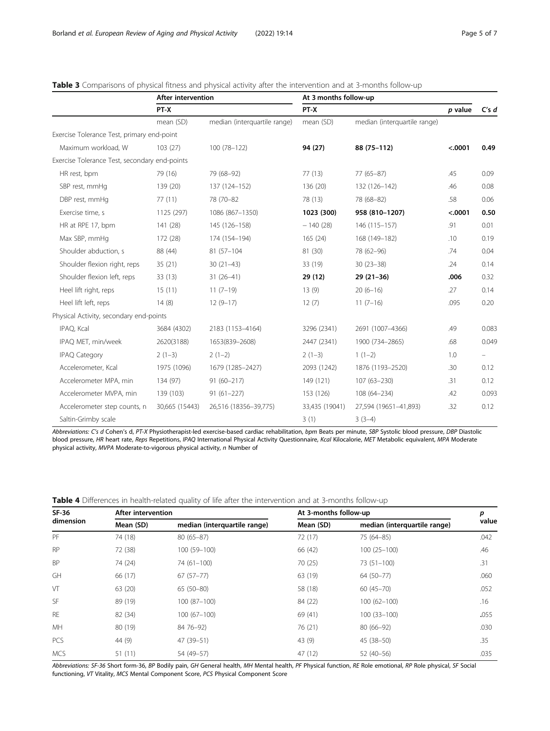**Table 3** Comparisons of physical fitness and physical activity after the intervention and at 3-months follow-up

| | After intervention | | At 3 months follow-up | | | |
|---|---|---|---|---|---|---|
| | PT-X | | PT-X | | *p* value | C's *d* |
| | mean (SD) | median (interquartile range) | mean (SD) | median (interquartile range) | | |
| Exercise Tolerance Test, primary end-point | | | | | | |
| Maximum workload, W | 103 (27) | 100 (78–122) | **94 (27)** | **88 (75–112)** | **<.0001** | **0.49** |
| Exercise Tolerance Test, secondary end-points | | | | | | |
| HR rest, bpm | 79 (16) | 79 (68–92) | 77 (13) | 77 (65–87) | .45 | 0.09 |
| SBP rest, mmHg | 139 (20) | 137 (124–152) | 136 (20) | 132 (126–142) | .46 | 0.08 |
| DBP rest, mmHg | 77 (11) | 78 (70–82 | 78 (13) | 78 (68–82) | .58 | 0.06 |
| Exercise time, s | 1125 (297) | 1086 (867–1350) | **1023 (300)** | **958 (810–1207)** | **<.0001** | **0.50** |
| HR at RPE 17, bpm | 141 (28) | 145 (126–158) | − 140 (28) | 146 (115–157) | .91 | 0.01 |
| Max SBP, mmHg | 172 (28) | 174 (154–194) | 165 (24) | 168 (149–182) | .10 | 0.19 |
| Shoulder abduction, s | 88 (44) | 81 (57–104 | 81 (30) | 78 (62–96) | .74 | 0.04 |
| Shoulder flexion right, reps | 35 (21) | 30 (21–43) | 33 (19) | 30 (23–38) | .24 | 0.14 |
| Shoulder flexion left, reps | 33 (13) | 31 (26–41) | **29 (12)** | **29 (21–36)** | **.006** | 0.32 |
| Heel lift right, reps | 15 (11) | 11 (7–19) | 13 (9) | 20 (6–16) | .27 | 0.14 |
| Heel lift left, reps | 14 (8) | 12 (9–17) | 12 (7) | 11 (7–16) | .095 | 0.20 |
| Physical Activity, secondary end-points | | | | | | |
| IPAQ, Kcal | 3684 (4302) | 2183 (1153–4164) | 3296 (2341) | 2691 (1007–4366) | .49 | 0.083 |
| IPAQ MET, min/week | 2620(3188) | 1653(839–2608) | 2447 (2341) | 1900 (734–2865) | .68 | 0.049 |
| IPAQ Category | 2 (1–3) | 2 (1–2) | 2 (1–3) | 1 (1–2) | 1.0 | – |
| Accelerometer, Kcal | 1975 (1096) | 1679 (1285–2427) | 2093 (1242) | 1876 (1193–2520) | .30 | 0.12 |
| Accelerometer MPA, min | 134 (97) | 91 (60–217) | 149 (121) | 107 (63–230) | .31 | 0.12 |
| Accelerometer MVPA, min | 139 (103) | 91 (61–227) | 153 (126) | 108 (64–234) | .42 | 0.093 |
| Accelerometer step counts, n | 30,665 (15443) | 26,516 (18356–39,775) | 33,435 (19041) | 27,594 (19651–41,893) | .32 | 0.12 |
| Saltin-Grimby scale | | | 3 (1) | 3 (3–4) | | |

*Abbreviations: C's d* Cohen's d, *PT-X* Physiotherapist-led exercise-based cardiac rehabilitation, *bpm* Beats per minute, *SBP* Systolic blood pressure, *DBP* Diastolic blood pressure, *HR* heart rate, *Reps* Repetitions, *IPAQ* International Physical Activity Questionnaire, *Kcal* Kilocalorie, *MET* Metabolic equivalent, *MPA* Moderate physical activity, *MVPA* Moderate-to-vigorous physical activity, *n* Number of

**Table 4** Differences in health-related quality of life after the intervention and at 3-months follow-up

| SF-36 dimension | After intervention | | At 3-months follow-up | | *p* value |
|---|---|---|---|---|---|
| | Mean (SD) | median (interquartile range) | Mean (SD) | median (interquartile range) | |
| PF | 74 (18) | 80 (65–87) | 72 (17) | 75 (64–85) | .042 |
| RP | 72 (38) | 100 (59–100) | 66 (42) | 100 (25–100) | .46 |
| BP | 74 (24) | 74 (61–100) | 70 (25) | 73 (51–100) | .31 |
| GH | 66 (17) | 67 (57–77) | 63 (19) | 64 (50–77) | .060 |
| VT | 63 (20) | 65 (50–80) | 58 (18) | 60 (45–70) | .052 |
| SF | 89 (19) | 100 (87–100) | 84 (22) | 100 (62–100) | .16 |
| RE | 82 (34) | 100 (67–100) | 69 (41) | 100 (33–100) | **.**055 |
| MH | 80 (19) | 84 76–92) | 76 (21) | 80 (66–92) | .030 |
| PCS | 44 (9) | 47 (39–51) | 43 (9) | 45 (38–50) | .35 |
| MCS | 51 (11) | 54 (49–57) | 47 (12) | 52 (40–56) | .035 |

*Abbreviations: SF-36* Short form-36, *BP* Bodily pain, *GH* General health, *MH* Mental health, *PF* Physical function, *RE* Role emotional, *RP* Role physical, *SF* Social functioning, *VT* Vitality, *MCS* Mental Component Score, *PCS* Physical Component Score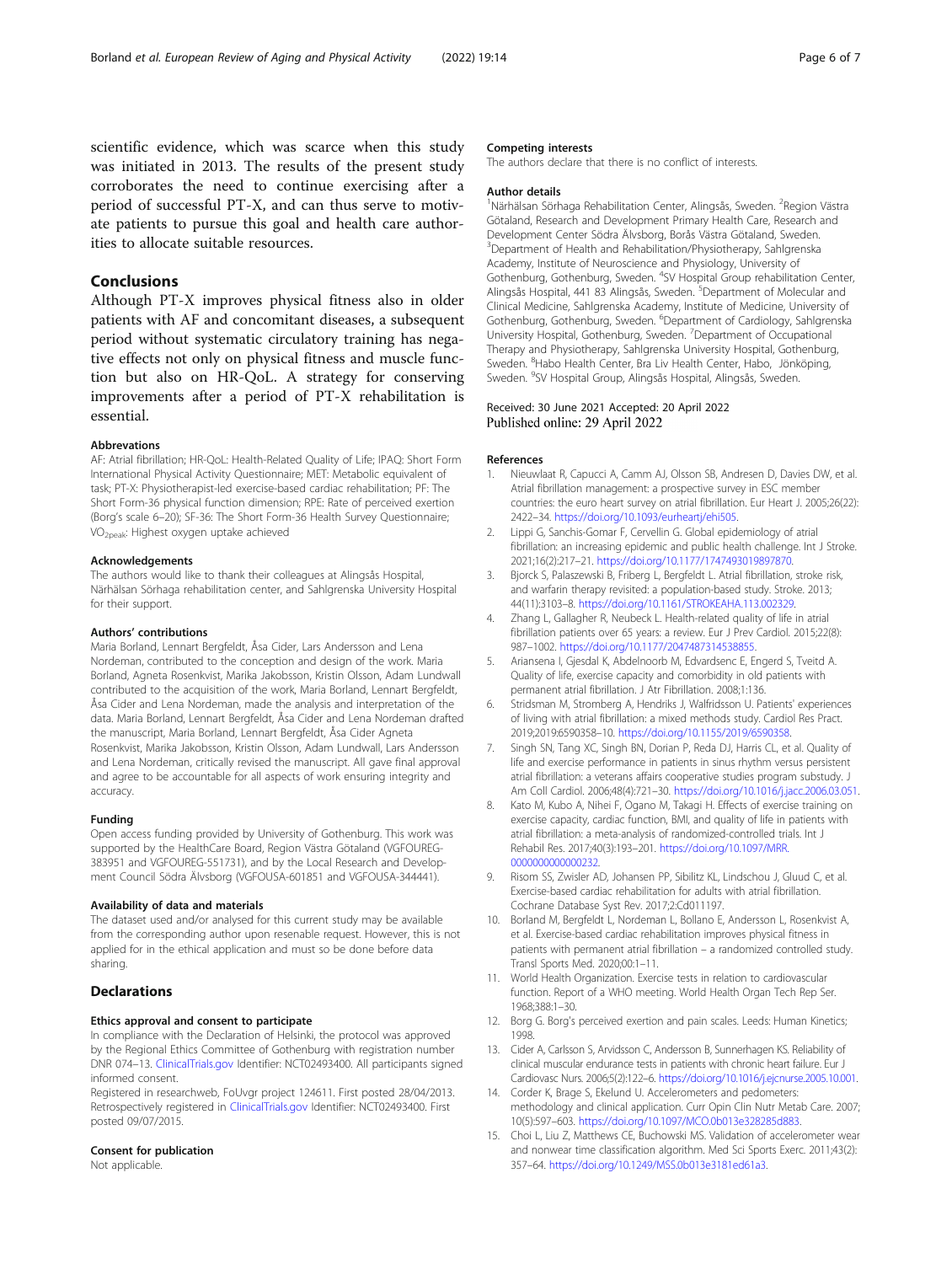scientific evidence, which was scarce when this study was initiated in 2013. The results of the present study corroborates the need to continue exercising after a period of successful PT-X, and can thus serve to motivate patients to pursue this goal and health care authorities to allocate suitable resources.

## Conclusions

Although PT-X improves physical fitness also in older patients with AF and concomitant diseases, a subsequent period without systematic circulatory training has negative effects not only on physical fitness and muscle function but also on HR-QoL. A strategy for conserving improvements after a period of PT-X rehabilitation is essential.

### Abbrevations

AF: Atrial fibrillation; HR-QoL: Health-Related Quality of Life; IPAQ: Short Form International Physical Activity Questionnaire; MET: Metabolic equivalent of task; PT-X: Physiotherapist-led exercise-based cardiac rehabilitation; PF: The Short Form-36 physical function dimension; RPE: Rate of perceived exertion (Borg's scale 6–20); SF-36: The Short Form-36 Health Survey Questionnaire; $VO_{2peak}$: Highest oxygen uptake achieved

### Acknowledgements

The authors would like to thank their colleagues at Alingsås Hospital, Närhälsan Sörhaga rehabilitation center, and Sahlgrenska University Hospital for their support.

### Authors' contributions

Maria Borland, Lennart Bergfeldt, Åsa Cider, Lars Andersson and Lena Nordeman, contributed to the conception and design of the work. Maria Borland, Agneta Rosenkvist, Marika Jakobsson, Kristin Olsson, Adam Lundwall contributed to the acquisition of the work, Maria Borland, Lennart Bergfeldt, Åsa Cider and Lena Nordeman, made the analysis and interpretation of the data. Maria Borland, Lennart Bergfeldt, Åsa Cider and Lena Nordeman drafted the manuscript, Maria Borland, Lennart Bergfeldt, Åsa Cider Agneta Rosenkvist, Marika Jakobsson, Kristin Olsson, Adam Lundwall, Lars Andersson and Lena Nordeman, critically revised the manuscript. All gave final approval and agree to be accountable for all aspects of work ensuring integrity and accuracy.

### Funding

Open access funding provided by University of Gothenburg. This work was supported by the HealthCare Board, Region Västra Götaland (VGFOUREG-383951 and VGFOUREG-551731), and by the Local Research and Development Council Södra Älvsborg (VGFOUSA-601851 and VGFOUSA-344441).

### Availability of data and materials

The dataset used and/or analysed for this current study may be available from the corresponding author upon resenable request. However, this is not applied for in the ethical application and must so be done before data sharing.

## Declarations

### Ethics approval and consent to participate

In compliance with the Declaration of Helsinki, the protocol was approved by the Regional Ethics Committee of Gothenburg with registration number DNR 074–13. ClinicalTrials.gov Identifier: NCT02493400. All participants signed informed consent.

Registered in researchweb, FoUvgr project 124611. First posted 28/04/2013. Retrospectively registered in ClinicalTrials.gov Identifier: NCT02493400. First posted 09/07/2015.

### Consent for publication

Not applicable.

### Competing interests

The authors declare that there is no conflict of interests.

### Author details

[1]Närhälsan Sörhaga Rehabilitation Center, Alingsås, Sweden. [2]Region Västra Götaland, Research and Development Primary Health Care, Research and Development Center Södra Älvsborg, Borås Västra Götaland, Sweden. [3]Department of Health and Rehabilitation/Physiotherapy, Sahlgrenska Academy, Institute of Neuroscience and Physiology, University of Gothenburg, Gothenburg, Sweden. [4]SV Hospital Group rehabilitation Center, Alingsås Hospital, 441 83 Alingsås, Sweden. [5]Department of Molecular and Clinical Medicine, Sahlgrenska Academy, Institute of Medicine, University of Gothenburg, Gothenburg, Sweden. [6]Department of Cardiology, Sahlgrenska University Hospital, Gothenburg, Sweden. [7]Department of Occupational Therapy and Physiotherapy, Sahlgrenska University Hospital, Gothenburg, Sweden. [8]Habo Health Center, Bra Liv Health Center, Habo, Jönköping, Sweden. [9]SV Hospital Group, Alingsås Hospital, Alingsås, Sweden.

Received: 30 June 2021 Accepted: 20 April 2022
Published online: 29 April 2022

### References

1. Nieuwlaat R, Capucci A, Camm AJ, Olsson SB, Andresen D, Davies DW, et al. Atrial fibrillation management: a prospective survey in ESC member countries: the euro heart survey on atrial fibrillation. Eur Heart J. 2005;26(22): 2422–34. https://doi.org/10.1093/eurheartj/ehi505.
2. Lippi G, Sanchis-Gomar F, Cervellin G. Global epidemiology of atrial fibrillation: an increasing epidemic and public health challenge. Int J Stroke. 2021;16(2):217–21. https://doi.org/10.1177/1747493019897870.
3. Bjorck S, Palaszewski B, Friberg L, Bergfeldt L. Atrial fibrillation, stroke risk, and warfarin therapy revisited: a population-based study. Stroke. 2013; 44(11):3103–8. https://doi.org/10.1161/STROKEAHA.113.002329.
4. Zhang L, Gallagher R, Neubeck L. Health-related quality of life in atrial fibrillation patients over 65 years: a review. Eur J Prev Cardiol. 2015;22(8): 987–1002. https://doi.org/10.1177/2047487314538855.
5. Ariansena I, Gjesdal K, Abdelnoorb M, Edvardsenc E, Engerd S, Tveitd A. Quality of life, exercise capacity and comorbidity in old patients with permanent atrial fibrillation. J Atr Fibrillation. 2008;1:136.
6. Stridsman M, Stromberg A, Hendriks J, Walfridsson U. Patients' experiences of living with atrial fibrillation: a mixed methods study. Cardiol Res Pract. 2019;2019:6590358–10. https://doi.org/10.1155/2019/6590358.
7. Singh SN, Tang XC, Singh BN, Dorian P, Reda DJ, Harris CL, et al. Quality of life and exercise performance in patients in sinus rhythm versus persistent atrial fibrillation: a veterans affairs cooperative studies program substudy. J Am Coll Cardiol. 2006;48(4):721–30. https://doi.org/10.1016/j.jacc.2006.03.051.
8. Kato M, Kubo A, Nihei F, Ogano M, Takagi H. Effects of exercise training on exercise capacity, cardiac function, BMI, and quality of life in patients with atrial fibrillation: a meta-analysis of randomized-controlled trials. Int J Rehabil Res. 2017;40(3):193–201. https://doi.org/10.1097/MRR.0000000000000232.
9. Risom SS, Zwisler AD, Johansen PP, Sibilitz KL, Lindschou J, Gluud C, et al. Exercise-based cardiac rehabilitation for adults with atrial fibrillation. Cochrane Database Syst Rev. 2017;2:Cd011197.
10. Borland M, Bergfeldt L, Nordeman L, Bollano E, Andersson L, Rosenkvist A, et al. Exercise-based cardiac rehabilitation improves physical fitness in patients with permanent atrial fibrillation – a randomized controlled study. Transl Sports Med. 2020;00:1–11.
11. World Health Organization. Exercise tests in relation to cardiovascular function. Report of a WHO meeting. World Health Organ Tech Rep Ser. 1968;388:1–30.
12. Borg G. Borg's perceived exertion and pain scales. Leeds: Human Kinetics; 1998.
13. Cider A, Carlsson S, Arvidsson C, Andersson B, Sunnerhagen KS. Reliability of clinical muscular endurance tests in patients with chronic heart failure. Eur J Cardiovasc Nurs. 2006;5(2):122–6. https://doi.org/10.1016/j.ejcnurse.2005.10.001.
14. Corder K, Brage S, Ekelund U. Accelerometers and pedometers: methodology and clinical application. Curr Opin Clin Nutr Metab Care. 2007; 10(5):597–603. https://doi.org/10.1097/MCO.0b013e328285d883.
15. Choi L, Liu Z, Matthews CE, Buchowski MS. Validation of accelerometer wear and nonwear time classification algorithm. Med Sci Sports Exerc. 2011;43(2): 357–64. https://doi.org/10.1249/MSS.0b013e3181ed61a3.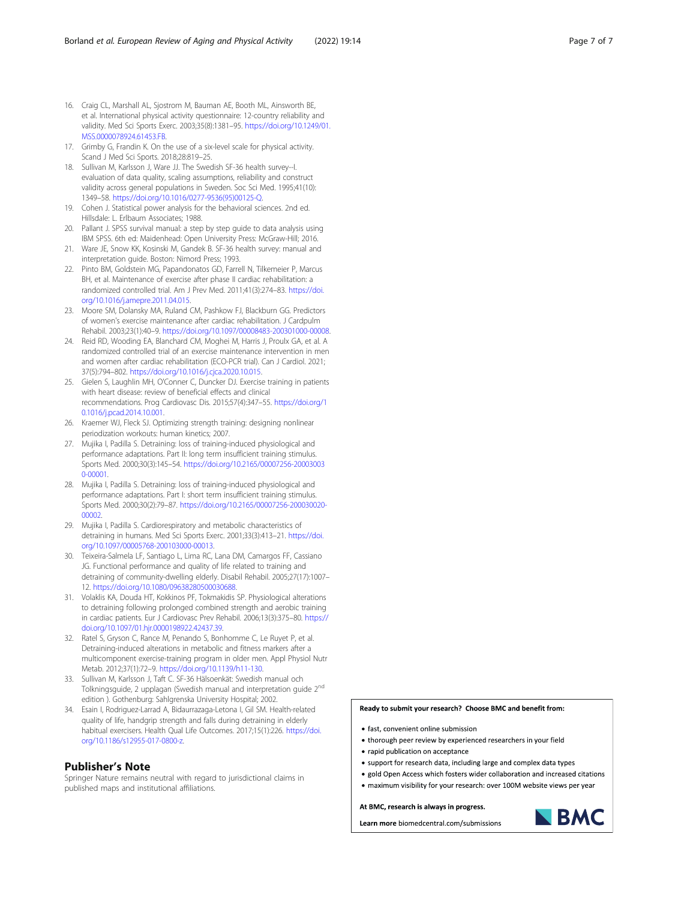16. Craig CL, Marshall AL, Sjostrom M, Bauman AE, Booth ML, Ainsworth BE, et al. International physical activity questionnaire: 12-country reliability and validity. Med Sci Sports Exerc. 2003;35(8):1381–95. https://doi.org/10.1249/01.MSS.0000078924.61453.FB.
17. Grimby G, Frandin K. On the use of a six-level scale for physical activity. Scand J Med Sci Sports. 2018;28:819–25.
18. Sullivan M, Karlsson J, Ware JJ. The Swedish SF-36 health survey--I. evaluation of data quality, scaling assumptions, reliability and construct validity across general populations in Sweden. Soc Sci Med. 1995;41(10): 1349–58. https://doi.org/10.1016/0277-9536(95)00125-Q.
19. Cohen J. Statistical power analysis for the behavioral sciences. 2nd ed. Hillsdale: L. Erlbaum Associates; 1988.
20. Pallant J. SPSS survival manual: a step by step guide to data analysis using IBM SPSS. 6th ed: Maidenhead: Open University Press: McGraw-Hill; 2016.
21. Ware JE, Snow KK, Kosinski M, Gandek B. SF-36 health survey: manual and interpretation guide. Boston: Nimord Press; 1993.
22. Pinto BM, Goldstein MG, Papandonatos GD, Farrell N, Tilkemeier P, Marcus BH, et al. Maintenance of exercise after phase II cardiac rehabilitation: a randomized controlled trial. Am J Prev Med. 2011;41(3):274–83. https://doi.org/10.1016/j.amepre.2011.04.015.
23. Moore SM, Dolansky MA, Ruland CM, Pashkow FJ, Blackburn GG. Predictors of women's exercise maintenance after cardiac rehabilitation. J Cardpulm Rehabil. 2003;23(1):40–9. https://doi.org/10.1097/00008483-200301000-00008.
24. Reid RD, Wooding EA, Blanchard CM, Moghei M, Harris J, Proulx GA, et al. A randomized controlled trial of an exercise maintenance intervention in men and women after cardiac rehabilitation (ECO-PCR trial). Can J Cardiol. 2021; 37(5):794–802. https://doi.org/10.1016/j.cjca.2020.10.015.
25. Gielen S, Laughlin MH, O'Conner C, Duncker DJ. Exercise training in patients with heart disease: review of beneficial effects and clinical recommendations. Prog Cardiovasc Dis. 2015;57(4):347–55. https://doi.org/10.1016/j.pcad.2014.10.001.
26. Kraemer WJ, Fleck SJ. Optimizing strength training: designing nonlinear periodization workouts: human kinetics; 2007.
27. Mujika I, Padilla S. Detraining: loss of training-induced physiological and performance adaptations. Part II: long term insufficient training stimulus. Sports Med. 2000;30(3):145–54. https://doi.org/10.2165/00007256-200030030-00001.
28. Mujika I, Padilla S. Detraining: loss of training-induced physiological and performance adaptations. Part I: short term insufficient training stimulus. Sports Med. 2000;30(2):79–87. https://doi.org/10.2165/00007256-200030020-00002.
29. Mujika I, Padilla S. Cardiorespiratory and metabolic characteristics of detraining in humans. Med Sci Sports Exerc. 2001;33(3):413–21. https://doi.org/10.1097/00005768-200103000-00013.
30. Teixeira-Salmela LF, Santiago L, Lima RC, Lana DM, Camargos FF, Cassiano JG. Functional performance and quality of life related to training and detraining of community-dwelling elderly. Disabil Rehabil. 2005;27(17):1007–12. https://doi.org/10.1080/09638280500030688.
31. Volaklis KA, Douda HT, Kokkinos PF, Tokmakidis SP. Physiological alterations to detraining following prolonged combined strength and aerobic training in cardiac patients. Eur J Cardiovasc Prev Rehabil. 2006;13(3):375–80. https://doi.org/10.1097/01.hjr.0000198922.42437.39.
32. Ratel S, Gryson C, Rance M, Penando S, Bonhomme C, Le Ruyet P, et al. Detraining-induced alterations in metabolic and fitness markers after a multicomponent exercise-training program in older men. Appl Physiol Nutr Metab. 2012;37(1):72–9. https://doi.org/10.1139/h11-130.
33. Sullivan M, Karlsson J, Taft C. SF-36 Hälsoenkät: Swedish manual och Tolkningsguide, 2 upplagan (Swedish manual and interpretation guide 2nd edition ). Gothenburg: Sahlgrenska University Hospital; 2002.
34. Esain I, Rodriguez-Larrad A, Bidaurrazaga-Letona I, Gil SM. Health-related quality of life, handgrip strength and falls during detraining in elderly habitual exercisers. Health Qual Life Outcomes. 2017;15(1):226. https://doi.org/10.1186/s12955-017-0800-z.

## Publisher's Note

Springer Nature remains neutral with regard to jurisdictional claims in published maps and institutional affiliations.

**Ready to submit your research? Choose BMC and benefit from:**

- fast, convenient online submission
- thorough peer review by experienced researchers in your field
- rapid publication on acceptance
- support for research data, including large and complex data types
- gold Open Access which fosters wider collaboration and increased citations
- maximum visibility for your research: over 100M website views per year

**At BMC, research is always in progress.**

**Learn more** biomedcentral.com/submissions

BMC